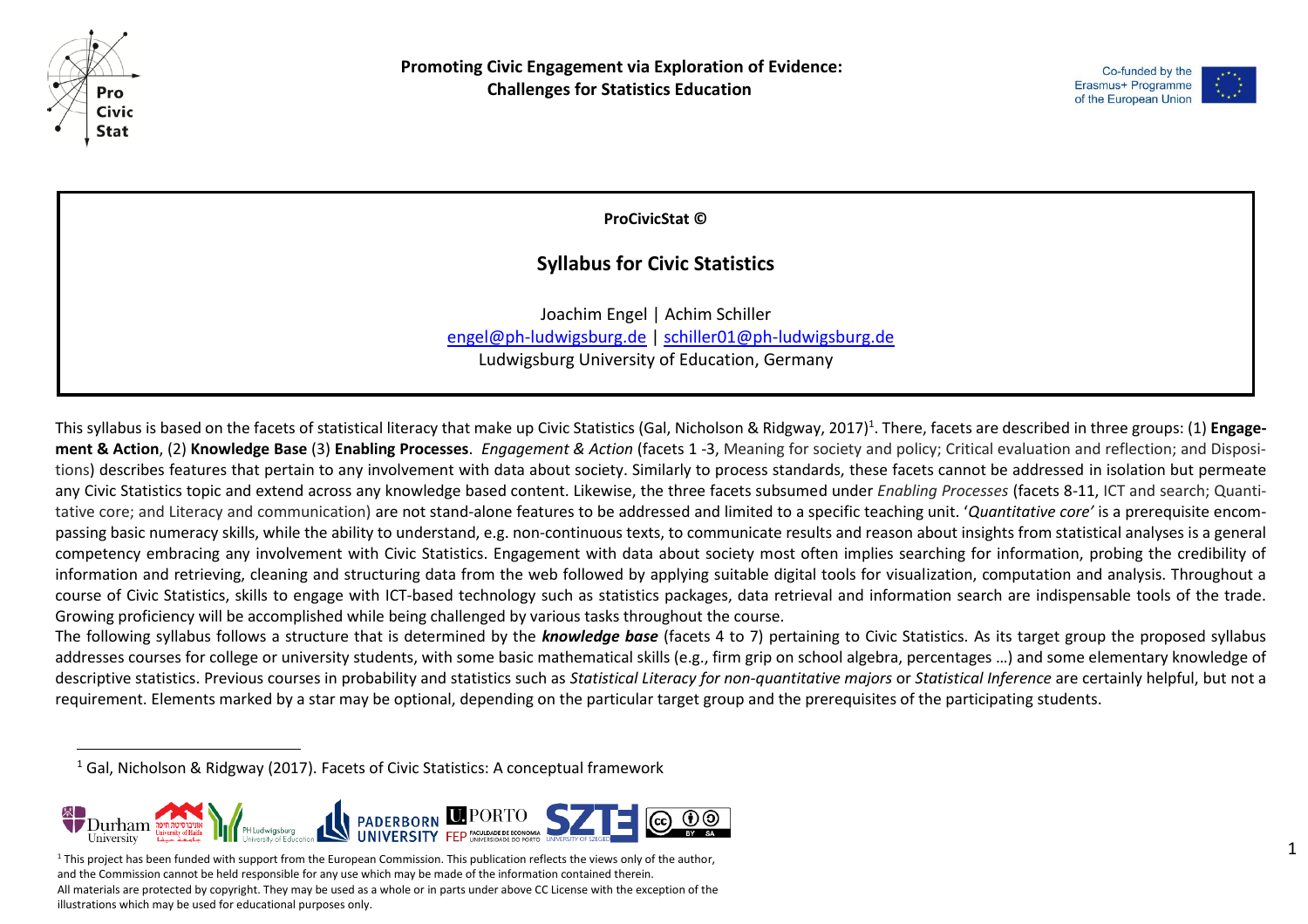**Promoting Civic Engagement via Exploration of Evidence: Challenges for Statistics Education**

**ProCivicStat ©**

## Syllabus for Civic Statistics

Joachim Engel | Achim Schiller
engel@ph-ludwigsburg.de | schiller01@ph-ludwigsburg.de
Ludwigsburg University of Education, Germany

This syllabus is based on the facets of statistical literacy that make up Civic Statistics (Gal, Nicholson & Ridgway, 2017)[1]. There, facets are described in three groups: (1) **Engagement & Action**, (2) **Knowledge Base** (3) **Enabling Processes**. *Engagement & Action* (facets 1 -3, Meaning for society and policy; Critical evaluation and reflection; and Dispositions) describes features that pertain to any involvement with data about society. Similarly to process standards, these facets cannot be addressed in isolation but permeate any Civic Statistics topic and extend across any knowledge based content. Likewise, the three facets subsumed under *Enabling Processes* (facets 8-11, ICT and search; Quantitative core; and Literacy and communication) are not stand-alone features to be addressed and limited to a specific teaching unit. '*Quantitative core'* is a prerequisite encompassing basic numeracy skills, while the ability to understand, e.g. non-continuous texts, to communicate results and reason about insights from statistical analyses is a general competency embracing any involvement with Civic Statistics. Engagement with data about society most often implies searching for information, probing the credibility of information and retrieving, cleaning and structuring data from the web followed by applying suitable digital tools for visualization, computation and analysis. Throughout a course of Civic Statistics, skills to engage with ICT-based technology such as statistics packages, data retrieval and information search are indispensable tools of the trade. Growing proficiency will be accomplished while being challenged by various tasks throughout the course.

The following syllabus follows a structure that is determined by the ***knowledge base*** (facets 4 to 7) pertaining to Civic Statistics. As its target group the proposed syllabus addresses courses for college or university students, with some basic mathematical skills (e.g., firm grip on school algebra, percentages …) and some elementary knowledge of descriptive statistics. Previous courses in probability and statistics such as *Statistical Literacy for non-quantitative majors* or *Statistical Inference* are certainly helpful, but not a requirement. Elements marked by a star may be optional, depending on the particular target group and the prerequisites of the participating students.

[1] Gal, Nicholson & Ridgway (2017). Facets of Civic Statistics: A conceptual framework

[1] This project has been funded with support from the European Commission. This publication reflects the views only of the author, and the Commission cannot be held responsible for any use which may be made of the information contained therein.
All materials are protected by copyright. They may be used as a whole or in parts under above CC License with the exception of the illustrations which may be used for educational purposes only.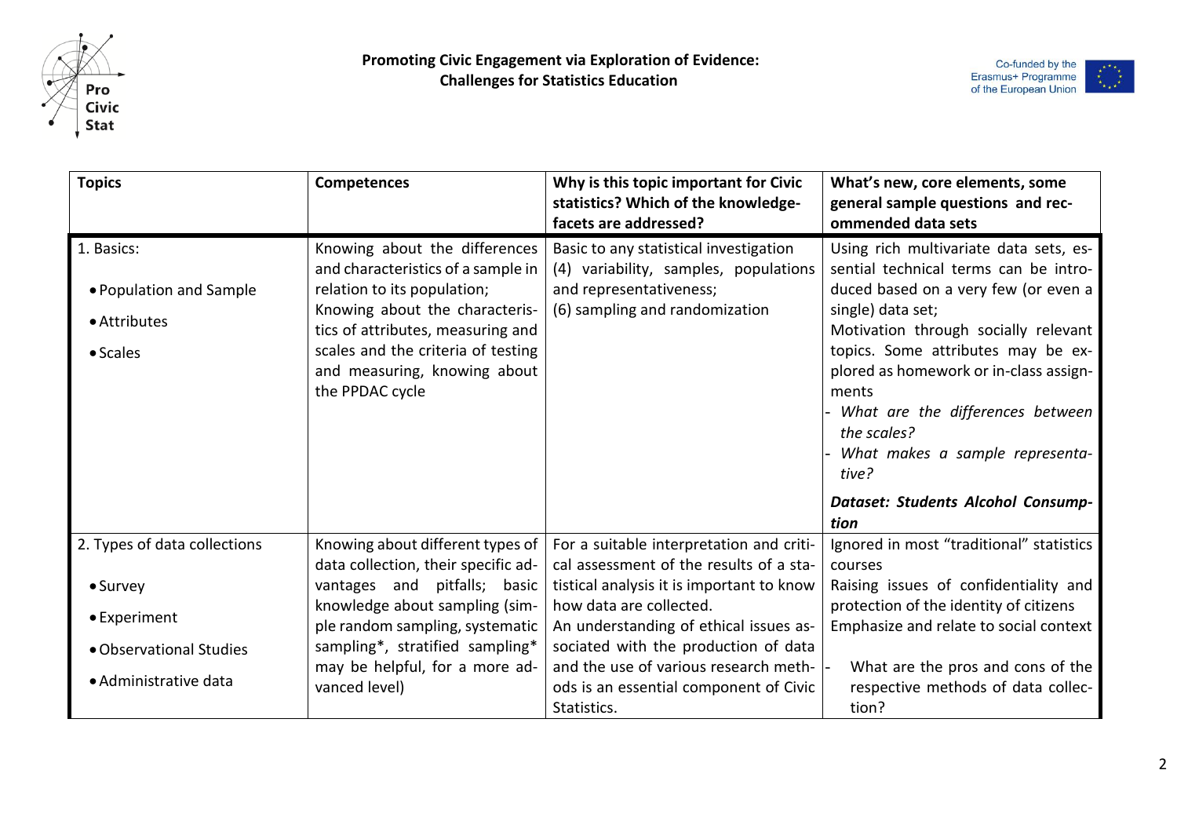| Topics | Competences | Why is this topic important for Civic statistics? Which of the knowledge-facets are addressed? | What's new, core elements, some general sample questions and recommended data sets |
|---|---|---|---|
| 1. Basics:<br>• Population and Sample<br>• Attributes<br>• Scales | Knowing about the differences and characteristics of a sample in relation to its population;<br>Knowing about the characteristics of attributes, measuring and scales and the criteria of testing and measuring, knowing about the PPDAC cycle | Basic to any statistical investigation<br>(4) variability, samples, populations and representativeness;<br>(6) sampling and randomization | Using rich multivariate data sets, essential technical terms can be introduced based on a very few (or even a single) data set;<br>Motivation through socially relevant topics. Some attributes may be explored as homework or in-class assignments<br>- *What are the differences between the scales?*<br>- *What makes a sample representative?*<br>***Dataset: Students Alcohol Consumption*** |
| 2. Types of data collections<br>• Survey<br>• Experiment<br>• Observational Studies<br>• Administrative data | Knowing about different types of data collection, their specific advantages and pitfalls; basic knowledge about sampling (simple random sampling, systematic sampling*, stratified sampling* may be helpful, for a more advanced level) | For a suitable interpretation and critical assessment of the results of a statistical analysis it is important to know how data are collected.<br>An understanding of ethical issues associated with the production of data and the use of various research methods is an essential component of Civic Statistics. | Ignored in most "traditional" statistics courses<br>Raising issues of confidentiality and protection of the identity of citizens<br>Emphasize and relate to social context<br>- What are the pros and cons of the respective methods of data collection? |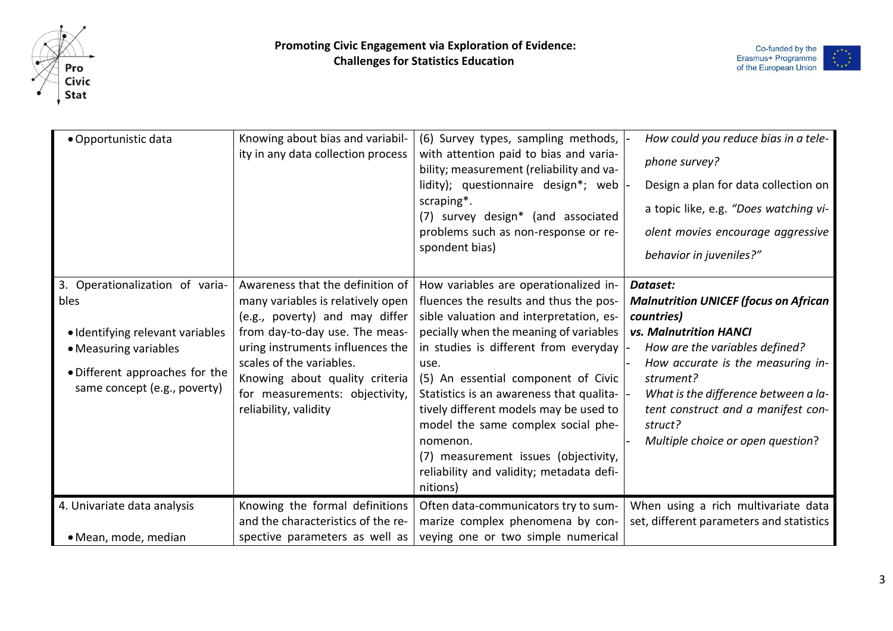| | | | |
|---|---|---|---|
| • Opportunistic data | Knowing about bias and variability in any data collection process | (6) Survey types, sampling methods, with attention paid to bias and variability; measurement (reliability and validity); questionnaire design*; web scraping*.<br>(7) survey design* (and associated problems such as non-response or respondent bias) | - *How could you reduce bias in a telephone survey?*<br>- Design a plan for data collection on a topic like, e.g. *"Does watching violent movies encourage aggressive behavior in juveniles?"* |
| 3. Operationalization of variables<br><br>• Identifying relevant variables<br>• Measuring variables<br>• Different approaches for the same concept (e.g., poverty) | Awareness that the definition of many variables is relatively open (e.g., poverty) and may differ from day-to-day use. The measuring instruments influences the scales of the variables.<br>Knowing about quality criteria for measurements: objectivity, reliability, validity | How variables are operationalized influences the results and thus the possible valuation and interpretation, especially when the meaning of variables in studies is different from everyday use.<br>(5) An essential component of Civic Statistics is an awareness that qualitatively different models may be used to model the same complex social phenomenon.<br>(7) measurement issues (objectivity, reliability and validity; metadata definitions) | ***Dataset:***<br>***Malnutrition UNICEF (focus on African countries)***<br>***vs. Malnutrition HANCI***<br>- *How are the variables defined?*<br>- *How accurate is the measuring instrument?*<br>- *What is the difference between a latent construct and a manifest construct?*<br>- *Multiple choice or open question*? |
| 4. Univariate data analysis<br><br>• Mean, mode, median | Knowing the formal definitions and the characteristics of the respective parameters as well as | Often data-communicators try to summarize complex phenomena by conveying one or two simple numerical | When using a rich multivariate data set, different parameters and statistics |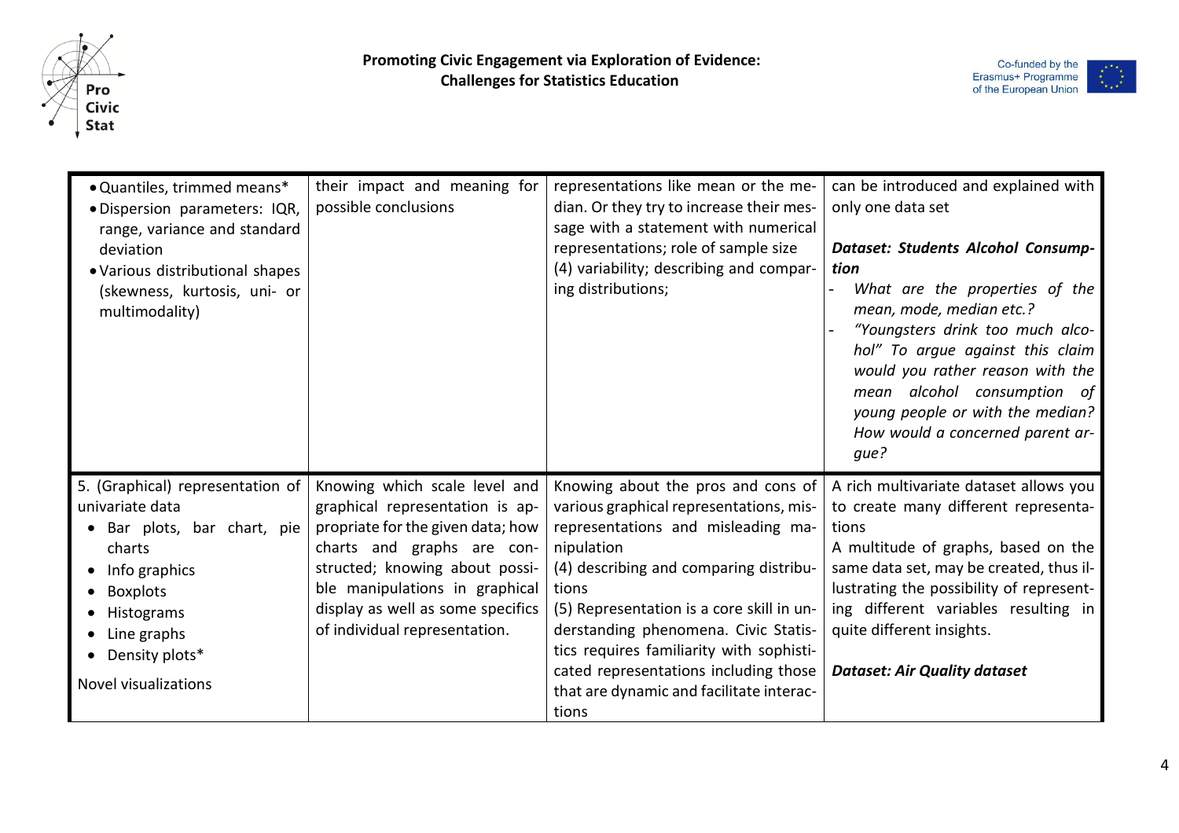| | | | |
|---|---|---|---|
| • Quantiles, trimmed means*<br>• Dispersion parameters: IQR, range, variance and standard deviation<br>• Various distributional shapes (skewness, kurtosis, uni- or multimodality) | their impact and meaning for possible conclusions | representations like mean or the median. Or they try to increase their message with a statement with numerical representations; role of sample size<br>(4) variability; describing and comparing distributions; | can be introduced and explained with only one data set<br><br>***Dataset: Students Alcohol Consumption***<br>- *What are the properties of the mean, mode, median etc.?*<br>- *"Youngsters drink too much alcohol" To argue against this claim would you rather reason with the mean alcohol consumption of young people or with the median? How would a concerned parent argue?* |
| 5. (Graphical) representation of univariate data<br>• Bar plots, bar chart, pie charts<br>• Info graphics<br>• Boxplots<br>• Histograms<br>• Line graphs<br>• Density plots*<br><br>Novel visualizations | Knowing which scale level and graphical representation is appropriate for the given data; how charts and graphs are constructed; knowing about possible manipulations in graphical display as well as some specifics of individual representation. | Knowing about the pros and cons of various graphical representations, misrepresentations and misleading manipulation<br>(4) describing and comparing distributions<br>(5) Representation is a core skill in understanding phenomena. Civic Statistics requires familiarity with sophisticated representations including those that are dynamic and facilitate interactions | A rich multivariate dataset allows you to create many different representations<br>A multitude of graphs, based on the same data set, may be created, thus illustrating the possibility of representing different variables resulting in quite different insights.<br><br>***Dataset: Air Quality dataset*** |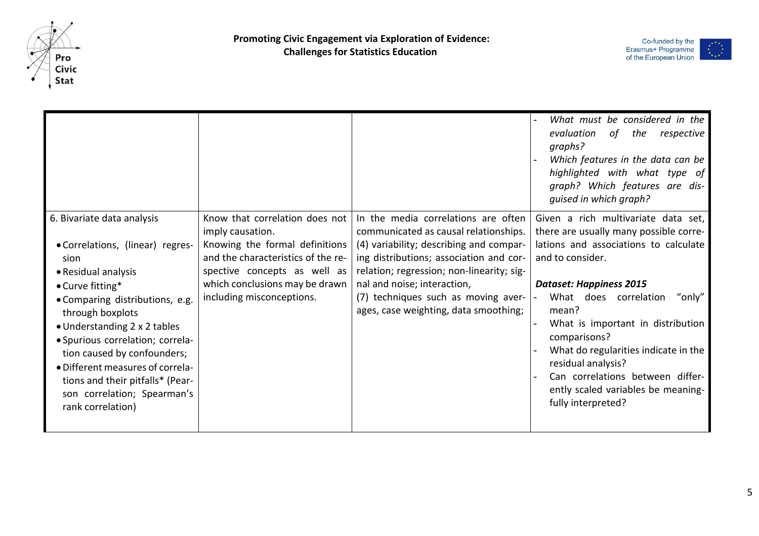| | | | |
|---|---|---|---|
| | | | - *What must be considered in the evaluation of the respective graphs?*<br>- *Which features in the data can be highlighted with what type of graph? Which features are disguised in which graph?* |
| 6. Bivariate data analysis<br><br>• Correlations, (linear) regression<br>• Residual analysis<br>• Curve fitting*<br>• Comparing distributions, e.g. through boxplots<br>• Understanding 2 x 2 tables<br>• Spurious correlation; correlation caused by confounders;<br>• Different measures of correlations and their pitfalls* (Pearson correlation; Spearman's rank correlation) | Know that correlation does not imply causation.<br>Knowing the formal definitions and the characteristics of the respective concepts as well as which conclusions may be drawn including misconceptions. | In the media correlations are often communicated as causal relationships.<br>(4) variability; describing and comparing distributions; association and correlation; regression; non-linearity; signal and noise; interaction,<br>(7) techniques such as moving averages, case weighting, data smoothing; | Given a rich multivariate data set, there are usually many possible correlations and associations to calculate and to consider.<br><br>***Dataset: Happiness 2015***<br>- What does correlation "only" mean?<br>- What is important in distribution comparisons?<br>- What do regularities indicate in the residual analysis?<br>- Can correlations between differently scaled variables be meaningfully interpreted? |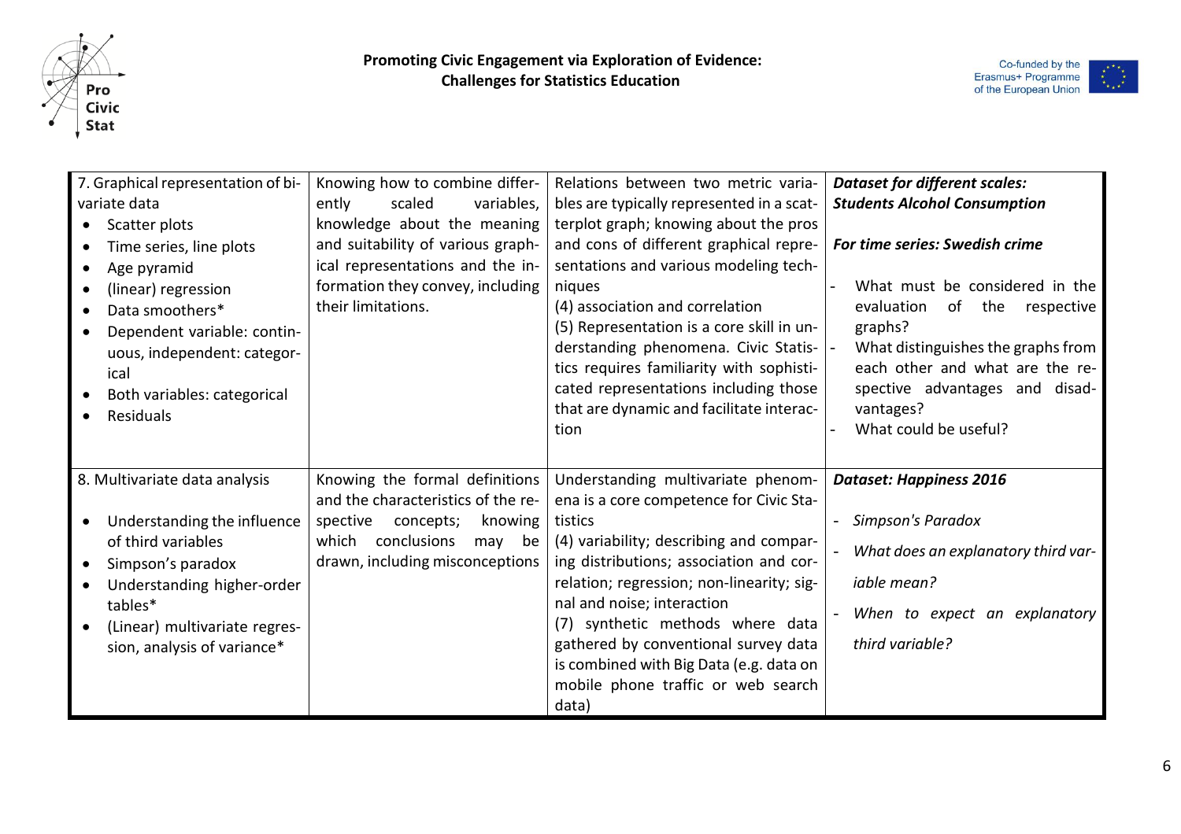| 7. Graphical representation of bivariate data<br>• Scatter plots<br>• Time series, line plots<br>• Age pyramid<br>• (linear) regression<br>• Data smoothers*<br>• Dependent variable: continuous, independent: categorical<br>• Both variables: categorical<br>• Residuals | Knowing how to combine differently scaled variables, knowledge about the meaning and suitability of various graphical representations and the information they convey, including their limitations. | Relations between two metric variables are typically represented in a scatterplot graph; knowing about the pros and cons of different graphical representations and various modeling techniques<br>(4) association and correlation<br>(5) Representation is a core skill in understanding phenomena. Civic Statistics requires familiarity with sophisticated representations including those that are dynamic and facilitate interaction | ***Dataset for different scales: Students Alcohol Consumption***<br><br>***For time series: Swedish crime***<br><br>- What must be considered in the evaluation of the respective graphs?<br>- What distinguishes the graphs from each other and what are the respective advantages and disadvantages?<br>- What could be useful? |
|---|---|---|---|
| 8. Multivariate data analysis<br>• Understanding the influence of third variables<br>• Simpson's paradox<br>• Understanding higher-order tables*<br>• (Linear) multivariate regression, analysis of variance* | Knowing the formal definitions and the characteristics of the respective concepts; knowing which conclusions may be drawn, including misconceptions | Understanding multivariate phenomena is a core competence for Civic Statistics<br>(4) variability; describing and comparing distributions; association and correlation; regression; non-linearity; signal and noise; interaction<br>(7) synthetic methods where data gathered by conventional survey data is combined with Big Data (e.g. data on mobile phone traffic or web search data) | ***Dataset: Happiness 2016***<br><br>- *Simpson's Paradox*<br>- *What does an explanatory third variable mean?*<br>- *When to expect an explanatory third variable?* |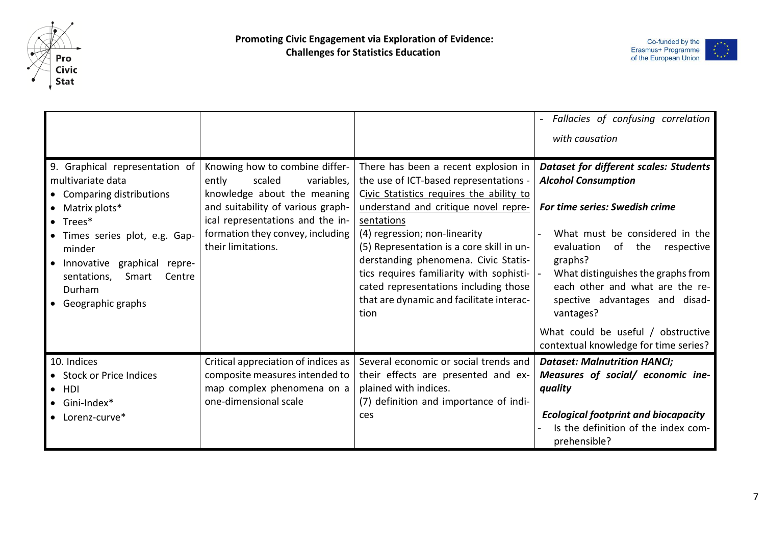| | | | |
|---|---|---|---|
| | | | - *Fallacies of confusing correlation with causation* |
| 9. Graphical representation of multivariate data<br>• Comparing distributions<br>• Matrix plots*<br>• Trees*<br>• Times series plot, e.g. Gapminder<br>• Innovative graphical representations, Smart Centre Durham<br>• Geographic graphs | Knowing how to combine differently scaled variables, knowledge about the meaning and suitability of various graphical representations and the information they convey, including their limitations. | There has been a recent explosion in the use of ICT-based representations - Civic Statistics requires the ability to understand and critique novel representations<br>(4) regression; non-linearity<br>(5) Representation is a core skill in understanding phenomena. Civic Statistics requires familiarity with sophisticated representations including those that are dynamic and facilitate interaction | ***Dataset for different scales: Students Alcohol Consumption***<br><br>***For time series: Swedish crime***<br><br>- What must be considered in the evaluation of the respective graphs?<br>- What distinguishes the graphs from each other and what are the respective advantages and disadvantages?<br><br>What could be useful / obstructive contextual knowledge for time series? |
| 10. Indices<br>• Stock or Price Indices<br>• HDI<br>• Gini-Index*<br>• Lorenz-curve* | Critical appreciation of indices as composite measures intended to map complex phenomena on a one-dimensional scale | Several economic or social trends and their effects are presented and explained with indices.<br>(7) definition and importance of indices | ***Dataset: Malnutrition HANCI; Measures of social/ economic inequality***<br><br>***Ecological footprint and biocapacity***<br>- Is the definition of the index comprehensible? |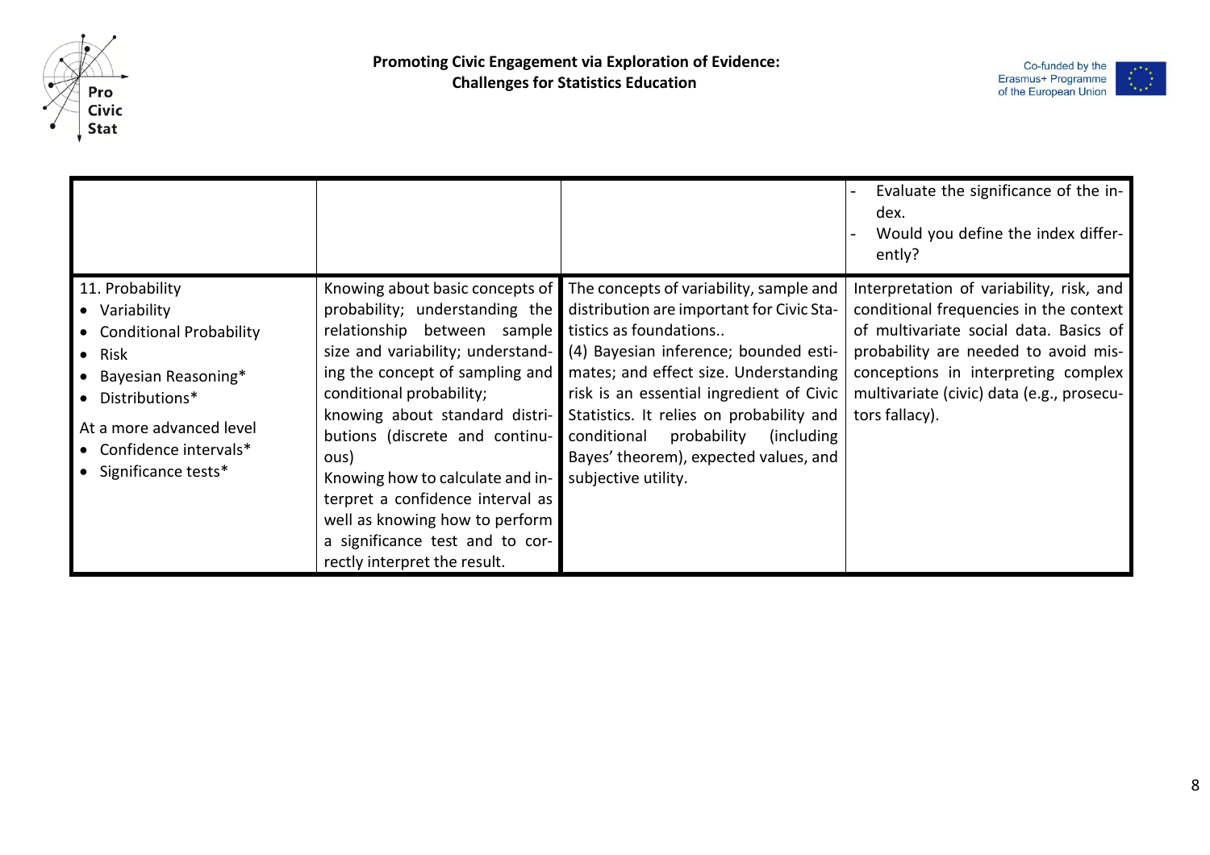| | | | |
|---|---|---|---|
| | | | - Evaluate the significance of the index.<br>- Would you define the index differently? |
| 11. Probability<br>• Variability<br>• Conditional Probability<br>• Risk<br>• Bayesian Reasoning*<br>• Distributions*<br>At a more advanced level<br>• Confidence intervals*<br>• Significance tests* | Knowing about basic concepts of probability; understanding the relationship between sample size and variability; understanding the concept of sampling and conditional probability;<br>knowing about standard distributions (discrete and continuous)<br>Knowing how to calculate and interpret a confidence interval as well as knowing how to perform a significance test and to correctly interpret the result. | The concepts of variability, sample and distribution are important for Civic Statistics as foundations..<br>(4) Bayesian inference; bounded estimates; and effect size. Understanding risk is an essential ingredient of Civic Statistics. It relies on probability and conditional probability (including Bayes' theorem), expected values, and subjective utility. | Interpretation of variability, risk, and conditional frequencies in the context of multivariate social data. Basics of probability are needed to avoid misconceptions in interpreting complex multivariate (civic) data (e.g., prosecutors fallacy). |